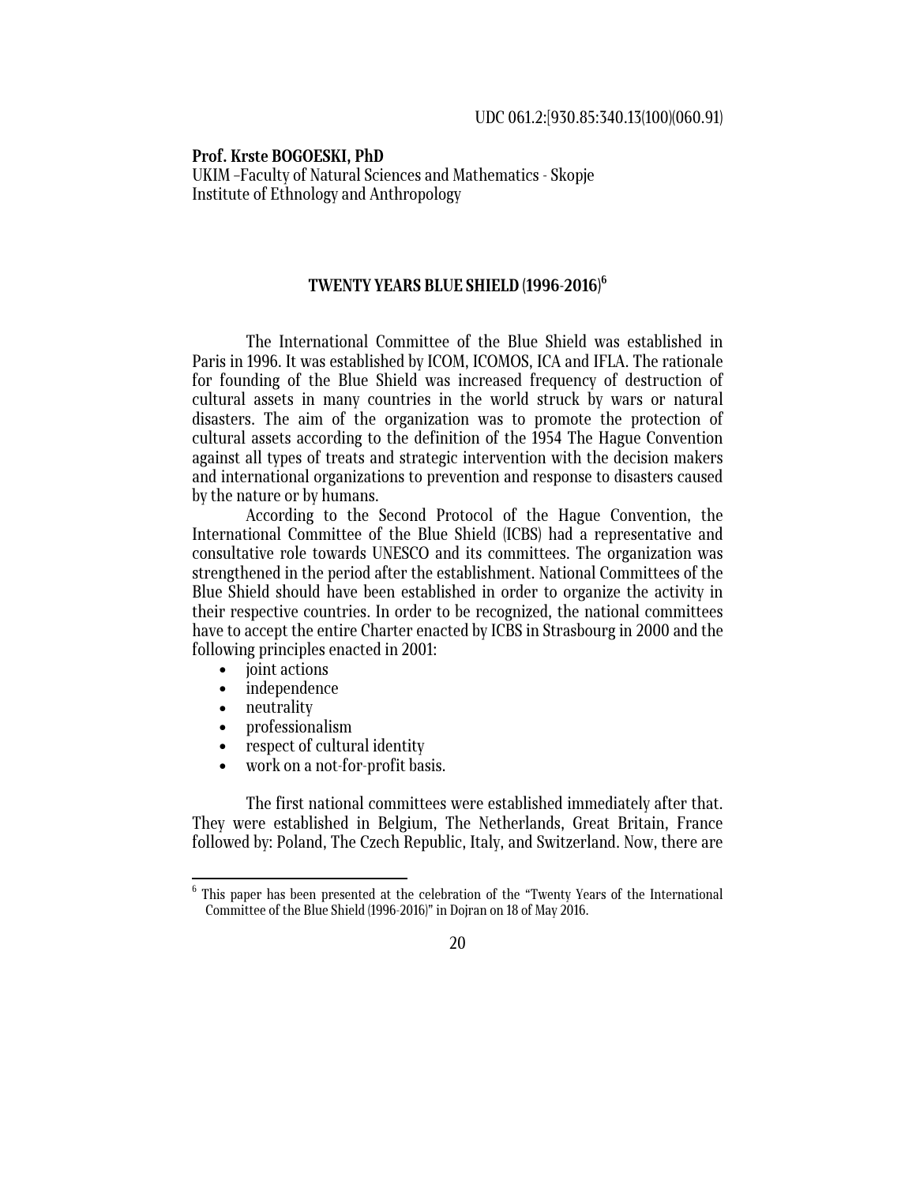UDC 061.2:[930.85:340.13(100)(060.91)

**Prof. Krste BOGOESKI, PhD**
UKIM –Faculty of Natural Sciences and Mathematics - Skopje
Institute of Ethnology and Anthropology

## TWENTY YEARS BLUE SHIELD (1996-2016)[6]

The International Committee of the Blue Shield was established in Paris in 1996. It was established by ICOM, ICOMOS, ICA and IFLA. The rationale for founding of the Blue Shield was increased frequency of destruction of cultural assets in many countries in the world struck by wars or natural disasters. The aim of the organization was to promote the protection of cultural assets according to the definition of the 1954 The Hague Convention against all types of treats and strategic intervention with the decision makers and international organizations to prevention and response to disasters caused by the nature or by humans.

According to the Second Protocol of the Hague Convention, the International Committee of the Blue Shield (ICBS) had a representative and consultative role towards UNESCO and its committees. The organization was strengthened in the period after the establishment. National Committees of the Blue Shield should have been established in order to organize the activity in their respective countries. In order to be recognized, the national committees have to accept the entire Charter enacted by ICBS in Strasbourg in 2000 and the following principles enacted in 2001:

- joint actions
- independence
- neutrality
- professionalism
- respect of cultural identity
- work on a not-for-profit basis.

The first national committees were established immediately after that. They were established in Belgium, The Netherlands, Great Britain, France followed by: Poland, The Czech Republic, Italy, and Switzerland. Now, there are

[6] This paper has been presented at the celebration of the “Twenty Years of the International Committee of the Blue Shield (1996-2016)” in Dojran on 18 of May 2016.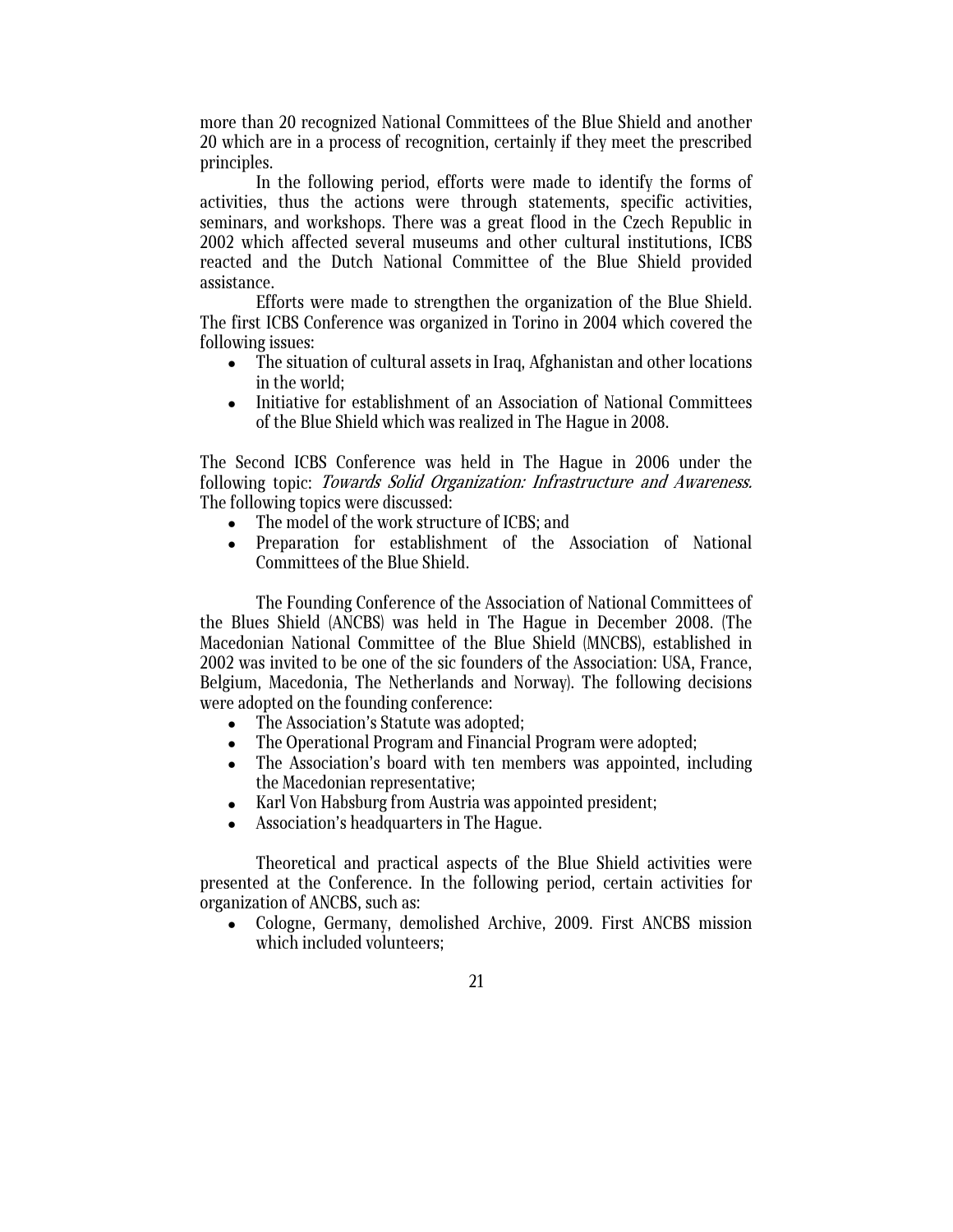more than 20 recognized National Committees of the Blue Shield and another 20 which are in a process of recognition, certainly if they meet the prescribed principles.

In the following period, efforts were made to identify the forms of activities, thus the actions were through statements, specific activities, seminars, and workshops. There was a great flood in the Czech Republic in 2002 which affected several museums and other cultural institutions, ICBS reacted and the Dutch National Committee of the Blue Shield provided assistance.

Efforts were made to strengthen the organization of the Blue Shield. The first ICBS Conference was organized in Torino in 2004 which covered the following issues:

- The situation of cultural assets in Iraq, Afghanistan and other locations in the world;
- Initiative for establishment of an Association of National Committees of the Blue Shield which was realized in The Hague in 2008.

The Second ICBS Conference was held in The Hague in 2006 under the following topic: *Towards Solid Organization: Infrastructure and Awareness.* The following topics were discussed:

- The model of the work structure of ICBS; and
- Preparation for establishment of the Association of National Committees of the Blue Shield.

The Founding Conference of the Association of National Committees of the Blues Shield (ANCBS) was held in The Hague in December 2008. (The Macedonian National Committee of the Blue Shield (MNCBS), established in 2002 was invited to be one of the sic founders of the Association: USA, France, Belgium, Macedonia, The Netherlands and Norway). The following decisions were adopted on the founding conference:

- The Association's Statute was adopted;
- The Operational Program and Financial Program were adopted;
- The Association's board with ten members was appointed, including the Macedonian representative;
- Karl Von Habsburg from Austria was appointed president;
- Association's headquarters in The Hague.

Theoretical and practical aspects of the Blue Shield activities were presented at the Conference. In the following period, certain activities for organization of ANCBS, such as:

- Cologne, Germany, demolished Archive, 2009. First ANCBS mission which included volunteers;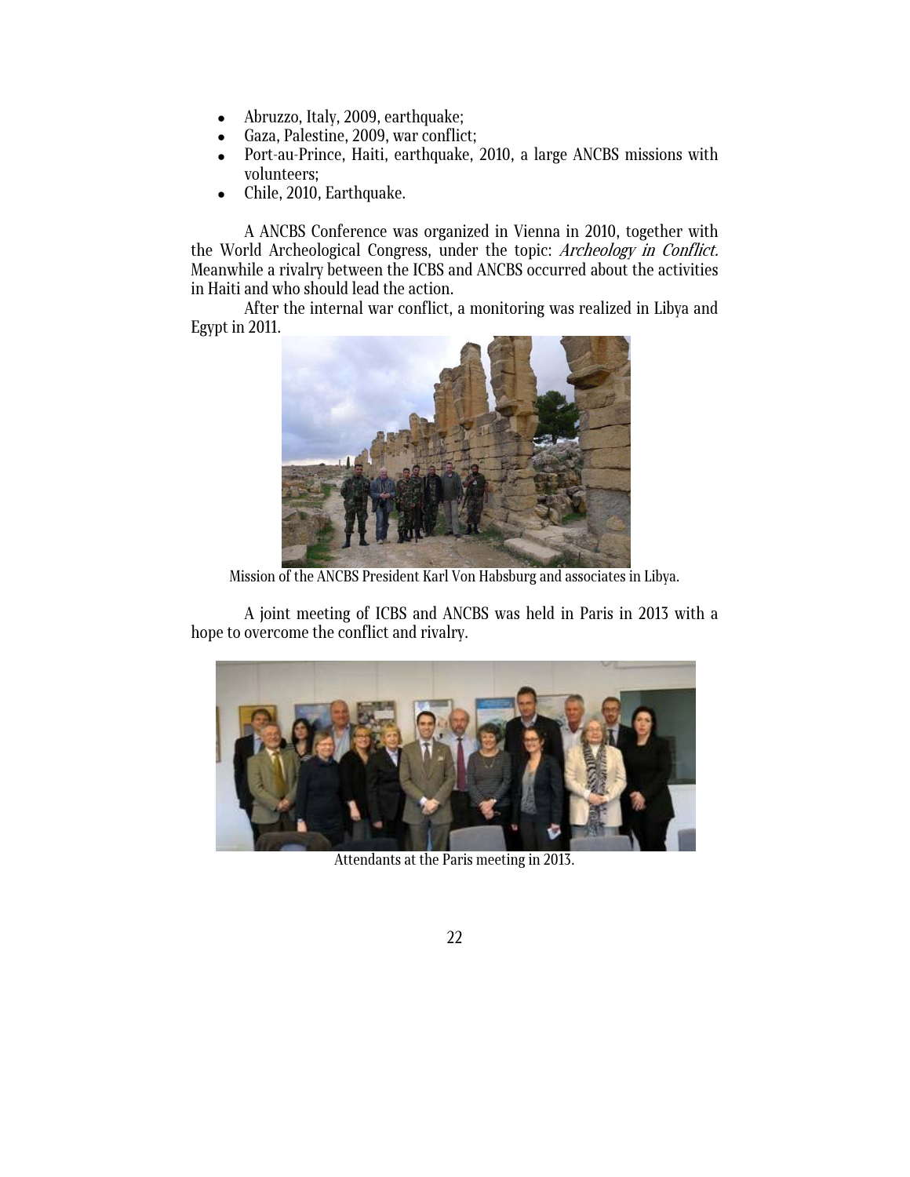- Abruzzo, Italy, 2009, earthquake;
- Gaza, Palestine, 2009, war conflict;
- Port-au-Prince, Haiti, earthquake, 2010, a large ANCBS missions with volunteers;
- Chile, 2010, Earthquake.

A ANCBS Conference was organized in Vienna in 2010, together with the World Archeological Congress, under the topic: *Archeology in Conflict.* Meanwhile a rivalry between the ICBS and ANCBS occurred about the activities in Haiti and who should lead the action.

After the internal war conflict, a monitoring was realized in Libya and Egypt in 2011.

Mission of the ANCBS President Karl Von Habsburg and associates in Libya.

A joint meeting of ICBS and ANCBS was held in Paris in 2013 with a hope to overcome the conflict and rivalry.

Attendants at the Paris meeting in 2013.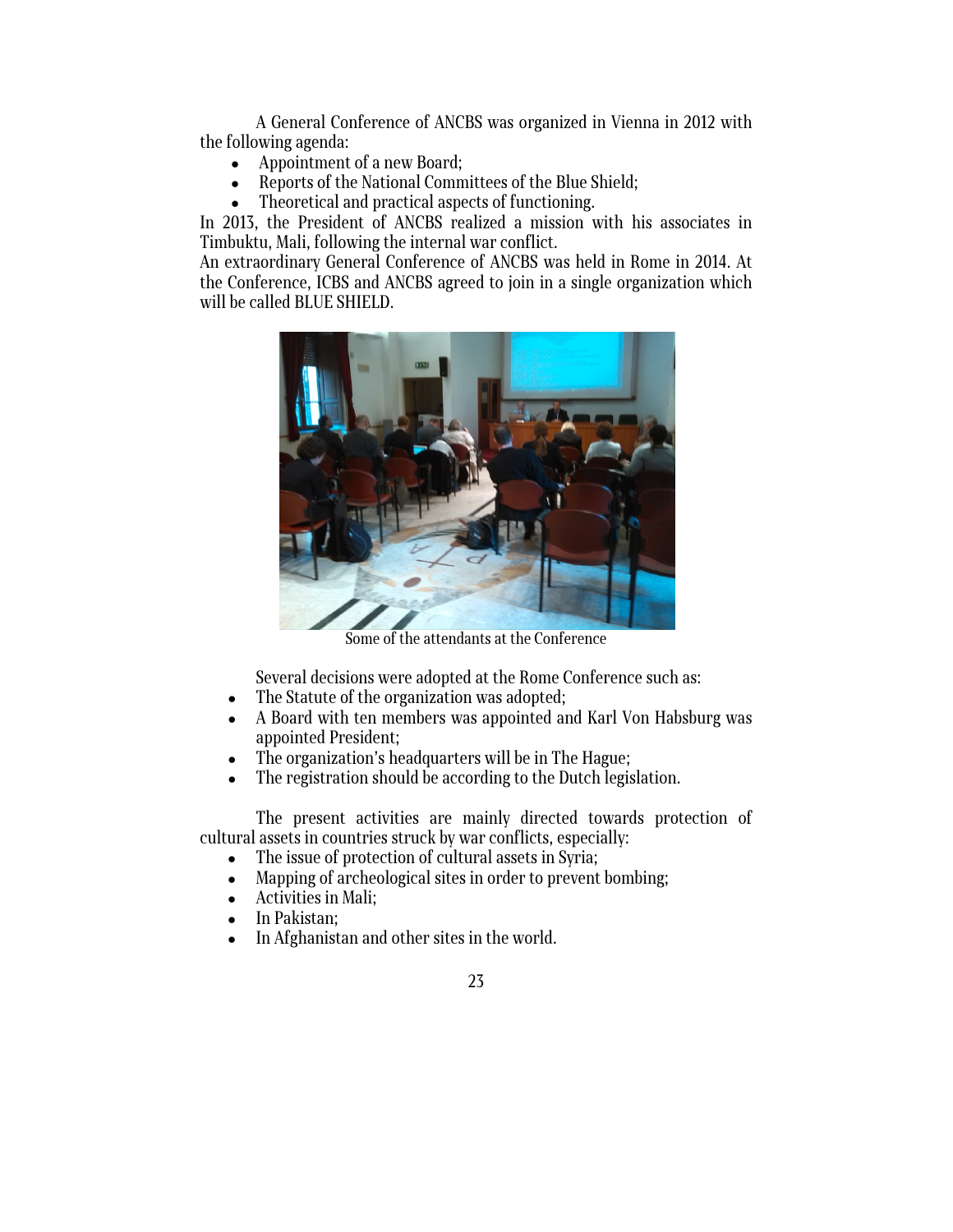A General Conference of ANCBS was organized in Vienna in 2012 with the following agenda:

- Appointment of a new Board;
- Reports of the National Committees of the Blue Shield;
- Theoretical and practical aspects of functioning.

In 2013, the President of ANCBS realized a mission with his associates in Timbuktu, Mali, following the internal war conflict.

An extraordinary General Conference of ANCBS was held in Rome in 2014. At the Conference, ICBS and ANCBS agreed to join in a single organization which will be called BLUE SHIELD.

Some of the attendants at the Conference

Several decisions were adopted at the Rome Conference such as:

- The Statute of the organization was adopted;
- A Board with ten members was appointed and Karl Von Habsburg was appointed President;
- The organization's headquarters will be in The Hague;
- The registration should be according to the Dutch legislation.

The present activities are mainly directed towards protection of cultural assets in countries struck by war conflicts, especially:

- The issue of protection of cultural assets in Syria;
- Mapping of archeological sites in order to prevent bombing;
- Activities in Mali;
- In Pakistan;
- In Afghanistan and other sites in the world.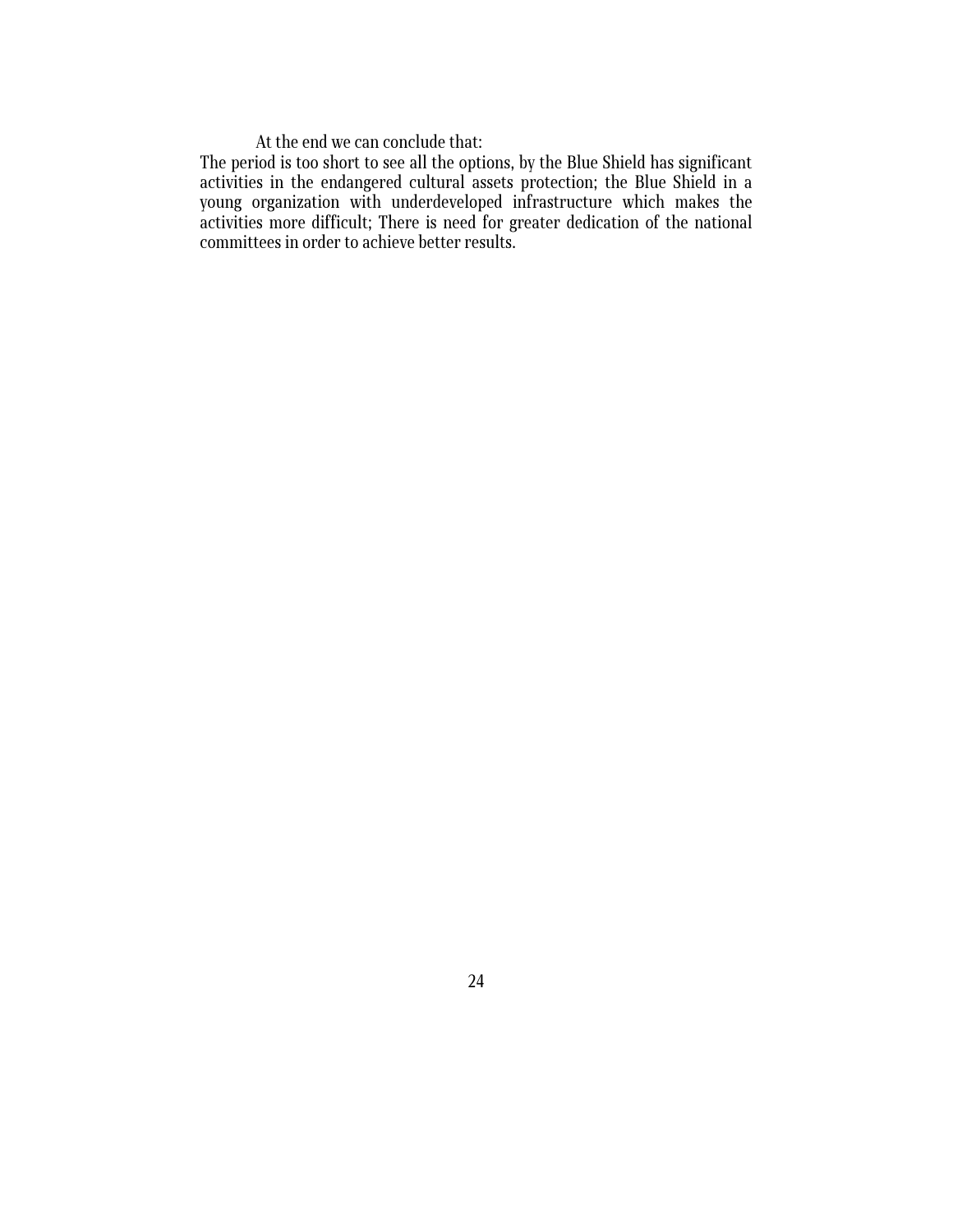At the end we can conclude that:

The period is too short to see all the options, by the Blue Shield has significant activities in the endangered cultural assets protection; the Blue Shield in a young organization with underdeveloped infrastructure which makes the activities more difficult; There is need for greater dedication of the national committees in order to achieve better results.